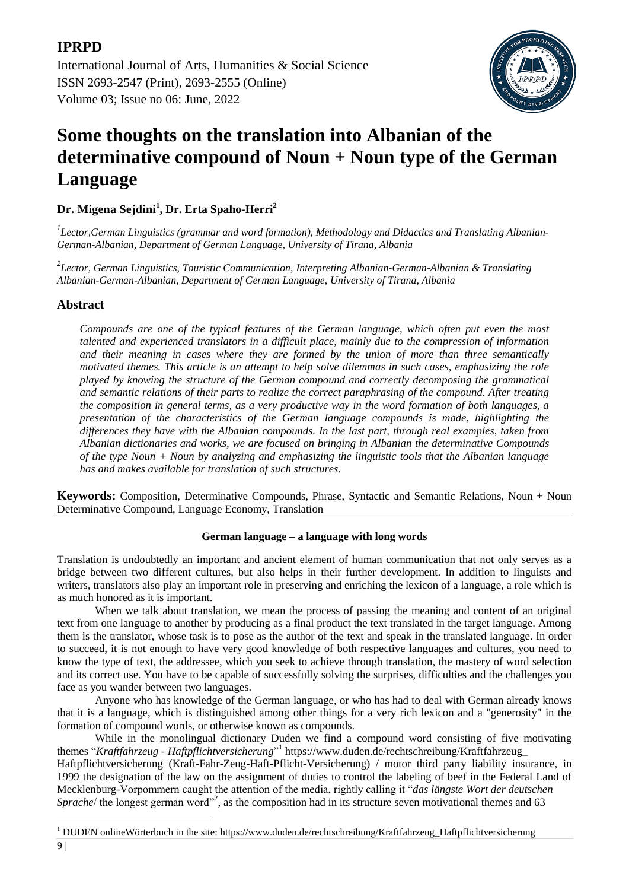# Some thoughts on the translation into Albanian of the determinative compound of Noun + Noun type of the German Language

**Dr. Migena Sejdini[1], Dr. Erta Spaho-Herri[2]**

*[1]Lector,German Linguistics (grammar and word formation), Methodology and Didactics and Translating Albanian-German-Albanian, Department of German Language, University of Tirana, Albania*

*[2]Lector, German Linguistics, Touristic Communication, Interpreting Albanian-German-Albanian & Translating Albanian-German-Albanian, Department of German Language, University of Tirana, Albania*

## Abstract

*Compounds are one of the typical features of the German language, which often put even the most talented and experienced translators in a difficult place, mainly due to the compression of information and their meaning in cases where they are formed by the union of more than three semantically motivated themes. This article is an attempt to help solve dilemmas in such cases, emphasizing the role played by knowing the structure of the German compound and correctly decomposing the grammatical and semantic relations of their parts to realize the correct paraphrasing of the compound. After treating the composition in general terms, as a very productive way in the word formation of both languages, a presentation of the characteristics of the German language compounds is made, highlighting the differences they have with the Albanian compounds. In the last part, through real examples, taken from Albanian dictionaries and works, we are focused on bringing in Albanian the determinative Compounds of the type Noun + Noun by analyzing and emphasizing the linguistic tools that the Albanian language has and makes available for translation of such structures.*

**Keywords:** Composition, Determinative Compounds, Phrase, Syntactic and Semantic Relations, Noun + Noun Determinative Compound, Language Economy, Translation

#### German language – a language with long words

Translation is undoubtedly an important and ancient element of human communication that not only serves as a bridge between two different cultures, but also helps in their further development. In addition to linguists and writers, translators also play an important role in preserving and enriching the lexicon of a language, a role which is as much honored as it is important.

When we talk about translation, we mean the process of passing the meaning and content of an original text from one language to another by producing as a final product the text translated in the target language. Among them is the translator, whose task is to pose as the author of the text and speak in the translated language. In order to succeed, it is not enough to have very good knowledge of both respective languages and cultures, you need to know the type of text, the addressee, which you seek to achieve through translation, the mastery of word selection and its correct use. You have to be capable of successfully solving the surprises, difficulties and the challenges you face as you wander between two languages.

Anyone who has knowledge of the German language, or who has had to deal with German already knows that it is a language, which is distinguished among other things for a very rich lexicon and a "generosity" in the formation of compound words, or otherwise known as compounds.

While in the monolingual dictionary Duden we find a compound word consisting of five motivating themes "*Kraftfahrzeug - Haftpflichtversicherung*"[1] https://www.duden.de/rechtschreibung/Kraftfahrzeug_Haftpflichtversicherung (Kraft-Fahr-Zeug-Haft-Pflicht-Versicherung) / motor third party liability insurance, in 1999 the designation of the law on the assignment of duties to control the labeling of beef in the Federal Land of Mecklenburg-Vorpommern caught the attention of the media, rightly calling it "*das längste Wort der deutschen Sprache*/ the longest german word"[2], as the composition had in its structure seven motivational themes and 63

---

[1] DUDEN onlineWörterbuch in the site: https://www.duden.de/rechtschreibung/Kraftfahrzeug_Haftpflichtversicherung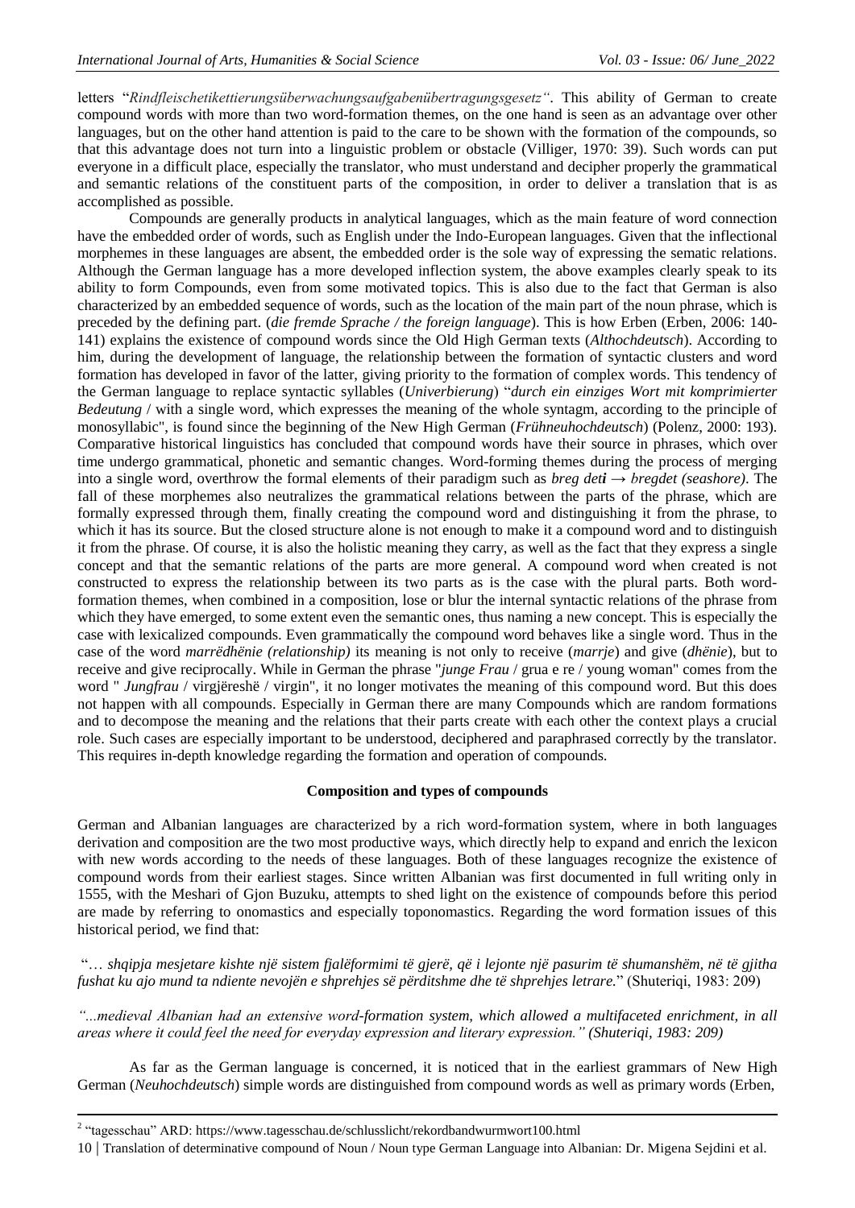letters "*Rindfleischetikettierungsüberwachungsaufgabenübertragungsgesetz"*. This ability of German to create compound words with more than two word-formation themes, on the one hand is seen as an advantage over other languages, but on the other hand attention is paid to the care to be shown with the formation of the compounds, so that this advantage does not turn into a linguistic problem or obstacle (Villiger, 1970: 39). Such words can put everyone in a difficult place, especially the translator, who must understand and decipher properly the grammatical and semantic relations of the constituent parts of the composition, in order to deliver a translation that is as accomplished as possible.

Compounds are generally products in analytical languages, which as the main feature of word connection have the embedded order of words, such as English under the Indo-European languages. Given that the inflectional morphemes in these languages are absent, the embedded order is the sole way of expressing the sematic relations. Although the German language has a more developed inflection system, the above examples clearly speak to its ability to form Compounds, even from some motivated topics. This is also due to the fact that German is also characterized by an embedded sequence of words, such as the location of the main part of the noun phrase, which is preceded by the defining part. (*die fremde Sprache / the foreign language*). This is how Erben (Erben, 2006: 140-141) explains the existence of compound words since the Old High German texts (*Althochdeutsch*). According to him, during the development of language, the relationship between the formation of syntactic clusters and word formation has developed in favor of the latter, giving priority to the formation of complex words. This tendency of the German language to replace syntactic syllables (*Univerbierung*) "*durch ein einziges Wort mit komprimierter Bedeutung* / with a single word, which expresses the meaning of the whole syntagm, according to the principle of monosyllabic", is found since the beginning of the New High German (*Frühneuhochdeutsch*) (Polenz, 2000: 193). Comparative historical linguistics has concluded that compound words have their source in phrases, which over time undergo grammatical, phonetic and semantic changes. Word-forming themes during the process of merging into a single word, overthrow the formal elements of their paradigm such as *breg det**i** → bregdet (seashore)*. The fall of these morphemes also neutralizes the grammatical relations between the parts of the phrase, which are formally expressed through them, finally creating the compound word and distinguishing it from the phrase, to which it has its source. But the closed structure alone is not enough to make it a compound word and to distinguish it from the phrase. Of course, it is also the holistic meaning they carry, as well as the fact that they express a single concept and that the semantic relations of the parts are more general. A compound word when created is not constructed to express the relationship between its two parts as is the case with the plural parts. Both word-formation themes, when combined in a composition, lose or blur the internal syntactic relations of the phrase from which they have emerged, to some extent even the semantic ones, thus naming a new concept. This is especially the case with lexicalized compounds. Even grammatically the compound word behaves like a single word. Thus in the case of the word *marrëdhënie (relationship)* its meaning is not only to receive (*marrje*) and give (*dhënie*), but to receive and give reciprocally. While in German the phrase "*junge Frau* / grua e re / young woman" comes from the word " *Jungfrau* / virgjëreshë / virgin", it no longer motivates the meaning of this compound word. But this does not happen with all compounds. Especially in German there are many Compounds which are random formations and to decompose the meaning and the relations that their parts create with each other the context plays a crucial role. Such cases are especially important to be understood, deciphered and paraphrased correctly by the translator. This requires in-depth knowledge regarding the formation and operation of compounds.

## Composition and types of compounds

German and Albanian languages are characterized by a rich word-formation system, where in both languages derivation and composition are the two most productive ways, which directly help to expand and enrich the lexicon with new words according to the needs of these languages. Both of these languages recognize the existence of compound words from their earliest stages. Since written Albanian was first documented in full writing only in 1555, with the Meshari of Gjon Buzuku, attempts to shed light on the existence of compounds before this period are made by referring to onomastics and especially toponomastics. Regarding the word formation issues of this historical period, we find that:

"… *shqipja mesjetare kishte një sistem fjalëformimi të gjerë, që i lejonte një pasurim të shumanshëm, në të gjitha fushat ku ajo mund ta ndiente nevojën e shprehjes së përditshme dhe të shprehjes letrare.*" (Shuteriqi, 1983: 209)

*"...medieval Albanian had an extensive word-formation system, which allowed a multifaceted enrichment, in all areas where it could feel the need for everyday expression and literary expression." (Shuteriqi, 1983: 209)*

As far as the German language is concerned, it is noticed that in the earliest grammars of New High German (*Neuhochdeutsch*) simple words are distinguished from compound words as well as primary words (Erben,

[2] "tagesschau" ARD: https://www.tagesschau.de/schlusslicht/rekordbandwurmwort100.html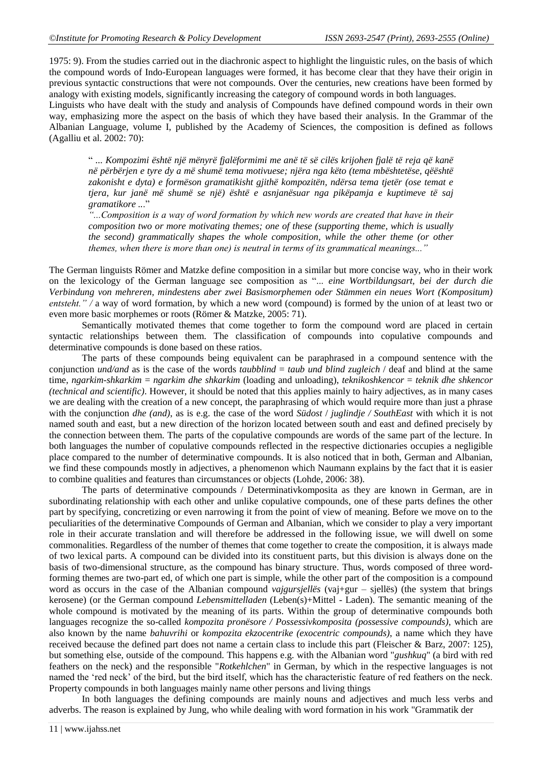1975: 9). From the studies carried out in the diachronic aspect to highlight the linguistic rules, on the basis of which the compound words of Indo-European languages were formed, it has become clear that they have their origin in previous syntactic constructions that were not compounds. Over the centuries, new creations have been formed by analogy with existing models, significantly increasing the category of compound words in both languages.

Linguists who have dealt with the study and analysis of Compounds have defined compound words in their own way, emphasizing more the aspect on the basis of which they have based their analysis. In the Grammar of the Albanian Language, volume I, published by the Academy of Sciences, the composition is defined as follows (Agalliu et al. 2002: 70):

> " ... *Kompozimi është një mënyrë fjalëformimi me anë të së cilës krijohen fjalë të reja që kanë në përbërjen e tyre dy a më shumë tema motivuese; njëra nga këto (tema mbështetëse, qëështë zakonisht e dyta) e formëson gramatikisht gjithë kompozitën, ndërsa tema tjetër (ose temat e tjera, kur janë më shumë se një) është e asnjanësuar nga pikëpamja e kuptimeve të saj gramatikore* ..."
>
> *"...Composition is a way of word formation by which new words are created that have in their composition two or more motivating themes; one of these (supporting theme, which is usually the second) grammatically shapes the whole composition, while the other theme (or other themes, when there is more than one) is neutral in terms of its grammatical meanings..."*

The German linguists Römer and Matzke define composition in a similar but more concise way, who in their work on the lexicology of the German language see composition as "*... eine Wortbildungsart, bei der durch die Verbindung von mehreren, mindestens aber zwei Basismorphemen oder Stämmen ein neues Wort (Kompositum) entsteht." /* a way of word formation, by which a new word (compound) is formed by the union of at least two or even more basic morphemes or roots (Römer & Matzke, 2005: 71).

Semantically motivated themes that come together to form the compound word are placed in certain syntactic relationships between them. The classification of compounds into copulative compounds and determinative compounds is done based on these ratios.

The parts of these compounds being equivalent can be paraphrased in a compound sentence with the conjunction *und/and* as is the case of the words *taubblind = taub und blind zugleich* / deaf and blind at the same time, *ngarkim-shkarkim = ngarkim dhe shkarkim* (loading and unloading), *teknikoshkencor = teknik dhe shkencor (technical and scientific)*. However, it should be noted that this applies mainly to hairy adjectives, as in many cases we are dealing with the creation of a new concept, the paraphrasing of which would require more than just a phrase with the conjunction *dhe (and)*, as is e.g. the case of the word *Südost* / *juglindje / SouthEast* with which it is not named south and east, but a new direction of the horizon located between south and east and defined precisely by the connection between them. The parts of the copulative compounds are words of the same part of the lecture. In both languages the number of copulative compounds reflected in the respective dictionaries occupies a negligible place compared to the number of determinative compounds. It is also noticed that in both, German and Albanian, we find these compounds mostly in adjectives, a phenomenon which Naumann explains by the fact that it is easier to combine qualities and features than circumstances or objects (Lohde, 2006: 38).

The parts of determinative compounds / Determinativkomposita as they are known in German, are in subordinating relationship with each other and unlike copulative compounds, one of these parts defines the other part by specifying, concretizing or even narrowing it from the point of view of meaning. Before we move on to the peculiarities of the determinative Compounds of German and Albanian, which we consider to play a very important role in their accurate translation and will therefore be addressed in the following issue, we will dwell on some commonalities. Regardless of the number of themes that come together to create the composition, it is always made of two lexical parts. A compound can be divided into its constituent parts, but this division is always done on the basis of two-dimensional structure, as the compound has binary structure. Thus, words composed of three word-forming themes are two-part ed, of which one part is simple, while the other part of the composition is a compound word as occurs in the case of the Albanian compound *vajgursjellës* (vaj+gur – sjellës) (the system that brings kerosene) (or the German compound *Lebensmittelladen* (Leben(s)+Mittel - Laden). The semantic meaning of the whole compound is motivated by the meaning of its parts. Within the group of determinative compounds both languages recognize the so-called *kompozita pronësore / Possessivkomposita (possessive compounds)*, which are also known by the name *bahuvrihi* or *kompozita ekzocentrike (exocentric compounds)*, a name which they have received because the defined part does not name a certain class to include this part (Fleischer & Barz, 2007: 125), but something else, outside of the compound. This happens e.g. with the Albanian word "*gushkuq*" (a bird with red feathers on the neck) and the responsible "*Rotkehlchen*" in German, by which in the respective languages is not named the 'red neck' of the bird, but the bird itself, which has the characteristic feature of red feathers on the neck. Property compounds in both languages mainly name other persons and living things

In both languages the defining compounds are mainly nouns and adjectives and much less verbs and adverbs. The reason is explained by Jung, who while dealing with word formation in his work "Grammatik der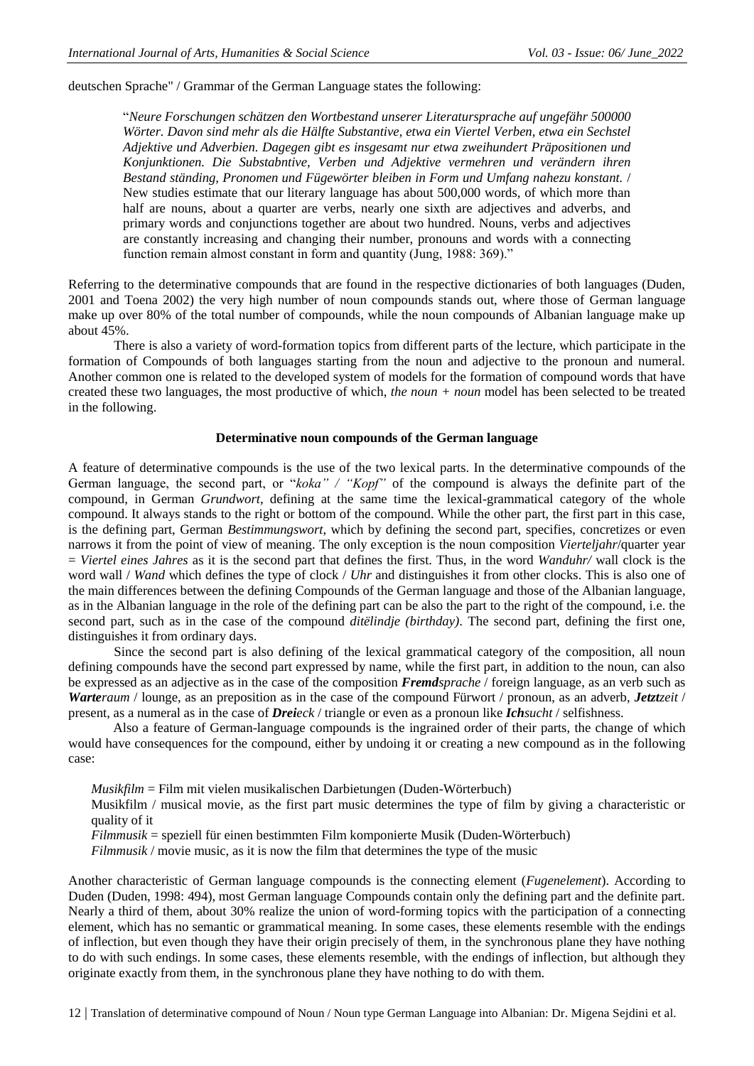deutschen Sprache" / Grammar of the German Language states the following:

> "*Neure Forschungen schätzen den Wortbestand unserer Literatursprache auf ungefähr 500000 Wörter. Davon sind mehr als die Hälfte Substantive, etwa ein Viertel Verben, etwa ein Sechstel Adjektive und Adverbien. Dagegen gibt es insgesamt nur etwa zweihundert Präpositionen und Konjunktionen. Die Substabntive, Verben und Adjektive vermehren und verändern ihren Bestand ständing, Pronomen und Fügewörter bleiben in Form und Umfang nahezu konstant.* / New studies estimate that our literary language has about 500,000 words, of which more than half are nouns, about a quarter are verbs, nearly one sixth are adjectives and adverbs, and primary words and conjunctions together are about two hundred. Nouns, verbs and adjectives are constantly increasing and changing their number, pronouns and words with a connecting function remain almost constant in form and quantity (Jung, 1988: 369)."

Referring to the determinative compounds that are found in the respective dictionaries of both languages (Duden, 2001 and Toena 2002) the very high number of noun compounds stands out, where those of German language make up over 80% of the total number of compounds, while the noun compounds of Albanian language make up about 45%.

There is also a variety of word-formation topics from different parts of the lecture, which participate in the formation of Compounds of both languages starting from the noun and adjective to the pronoun and numeral. Another common one is related to the developed system of models for the formation of compound words that have created these two languages, the most productive of which, *the noun + noun* model has been selected to be treated in the following.

**Determinative noun compounds of the German language**

A feature of determinative compounds is the use of the two lexical parts. In the determinative compounds of the German language, the second part, or "*koka" / "Kopf"* of the compound is always the definite part of the compound, in German *Grundwort*, defining at the same time the lexical-grammatical category of the whole compound. It always stands to the right or bottom of the compound. While the other part, the first part in this case, is the defining part, German *Bestimmungswort*, which by defining the second part, specifies, concretizes or even narrows it from the point of view of meaning. The only exception is the noun composition *Vierteljahr*/quarter year = *Viertel eines Jahres* as it is the second part that defines the first. Thus, in the word *Wanduhr/* wall clock is the word wall / *Wand* which defines the type of clock / *Uhr* and distinguishes it from other clocks. This is also one of the main differences between the defining Compounds of the German language and those of the Albanian language, as in the Albanian language in the role of the defining part can be also the part to the right of the compound, i.e. the second part, such as in the case of the compound *ditëlindje (birthday)*. The second part, defining the first one, distinguishes it from ordinary days.

Since the second part is also defining of the lexical grammatical category of the composition, all noun defining compounds have the second part expressed by name, while the first part, in addition to the noun, can also be expressed as an adjective as in the case of the composition ***Fremd**sprache* / foreign language, as an verb such as ***Warte**raum* / lounge, as an preposition as in the case of the compound Fürwort / pronoun, as an adverb, ***Jetzt**zeit* / present, as a numeral as in the case of ***Drei**eck* / triangle or even as a pronoun like ***Ich**sucht* / selfishness.

Also a feature of German-language compounds is the ingrained order of their parts, the change of which would have consequences for the compound, either by undoing it or creating a new compound as in the following case:

*Musikfilm* = Film mit vielen musikalischen Darbietungen (Duden-Wörterbuch)
Musikfilm / musical movie, as the first part music determines the type of film by giving a characteristic or quality of it
*Filmmusik* = speziell für einen bestimmten Film komponierte Musik (Duden-Wörterbuch)
*Filmmusik* / movie music, as it is now the film that determines the type of the music

Another characteristic of German language compounds is the connecting element (*Fugenelement*). According to Duden (Duden, 1998: 494), most German language Compounds contain only the defining part and the definite part. Nearly a third of them, about 30% realize the union of word-forming topics with the participation of a connecting element, which has no semantic or grammatical meaning. In some cases, these elements resemble with the endings of inflection, but even though they have their origin precisely of them, in the synchronous plane they have nothing to do with such endings. In some cases, these elements resemble, with the endings of inflection, but although they originate exactly from them, in the synchronous plane they have nothing to do with them.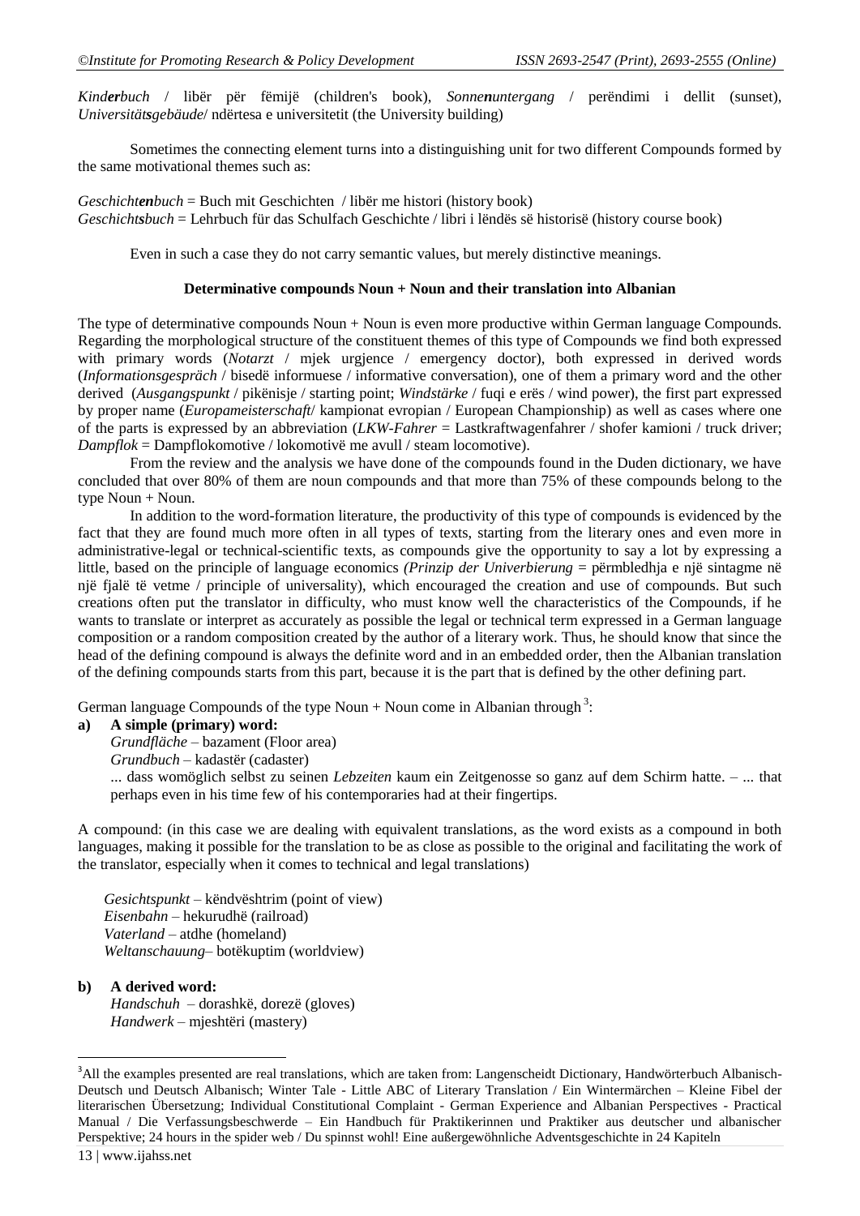*Kin**der**buch* / libër për fëmijë (children's book), *Sonne**n**untergang* / perëndimi i dellit (sunset), *Universität**s**gebäude*/ ndërtesa e universitetit (the University building)

Sometimes the connecting element turns into a distinguishing unit for two different Compounds formed by the same motivational themes such as:

*Geschicht**en**buch* = Buch mit Geschichten / libër me histori (history book)
*Geschicht**s**buch* = Lehrbuch für das Schulfach Geschichte / libri i lëndës së historisë (history course book)

Even in such a case they do not carry semantic values, but merely distinctive meanings.

### Determinative compounds Noun + Noun and their translation into Albanian

The type of determinative compounds Noun + Noun is even more productive within German language Compounds. Regarding the morphological structure of the constituent themes of this type of Compounds we find both expressed with primary words (*Notarzt* / mjek urgjence / emergency doctor), both expressed in derived words (*Informationsgespräch* / bisedë informuese / informative conversation), one of them a primary word and the other derived (*Ausgangspunkt* / pikënisje / starting point; *Windstärke* / fuqi e erës / wind power), the first part expressed by proper name (*Europameisterschaft*/ kampionat evropian / European Championship) as well as cases where one of the parts is expressed by an abbreviation (*LKW-Fahrer* = Lastkraftwagenfahrer / shofer kamioni / truck driver; *Dampflok* = Dampflokomotive / lokomotivë me avull / steam locomotive).

From the review and the analysis we have done of the compounds found in the Duden dictionary, we have concluded that over 80% of them are noun compounds and that more than 75% of these compounds belong to the type Noun + Noun.

In addition to the word-formation literature, the productivity of this type of compounds is evidenced by the fact that they are found much more often in all types of texts, starting from the literary ones and even more in administrative-legal or technical-scientific texts, as compounds give the opportunity to say a lot by expressing a little, based on the principle of language economics *(Prinzip der Univerbierung* = përmbledhja e një sintagme në një fjalë të vetme / principle of universality), which encouraged the creation and use of compounds. But such creations often put the translator in difficulty, who must know well the characteristics of the Compounds, if he wants to translate or interpret as accurately as possible the legal or technical term expressed in a German language composition or a random composition created by the author of a literary work. Thus, he should know that since the head of the defining compound is always the definite word and in an embedded order, then the Albanian translation of the defining compounds starts from this part, because it is the part that is defined by the other defining part.

German language Compounds of the type Noun + Noun come in Albanian through[3]:

**a) A simple (primary) word:**

*Grundfläche* – bazament (Floor area)
*Grundbuch* – kadastër (cadaster)
... dass womöglich selbst zu seinen *Lebzeiten* kaum ein Zeitgenosse so ganz auf dem Schirm hatte. – ... that perhaps even in his time few of his contemporaries had at their fingertips.

A compound: (in this case we are dealing with equivalent translations, as the word exists as a compound in both languages, making it possible for the translation to be as close as possible to the original and facilitating the work of the translator, especially when it comes to technical and legal translations)

*Gesichtspunkt* – këndvështrim (point of view)
*Eisenbahn* – hekurudhë (railroad)
*Vaterland* – atdhe (homeland)
*Weltanschauung*– botëkuptim (worldview)

**b) A derived word:**

*Handschuh* – dorashkë, dorezë (gloves)
*Handwerk* – mjeshtëri (mastery)

---

[3]All the examples presented are real translations, which are taken from: Langenscheidt Dictionary, Handwörterbuch Albanisch-Deutsch und Deutsch Albanisch; Winter Tale - Little ABC of Literary Translation / Ein Wintermärchen – Kleine Fibel der literarischen Übersetzung; Individual Constitutional Complaint - German Experience and Albanian Perspectives - Practical Manual / Die Verfassungsbeschwerde – Ein Handbuch für Praktikerinnen und Praktiker aus deutscher und albanischer Perspektive; 24 hours in the spider web / Du spinnst wohl! Eine außergewöhnliche Adventsgeschichte in 24 Kapiteln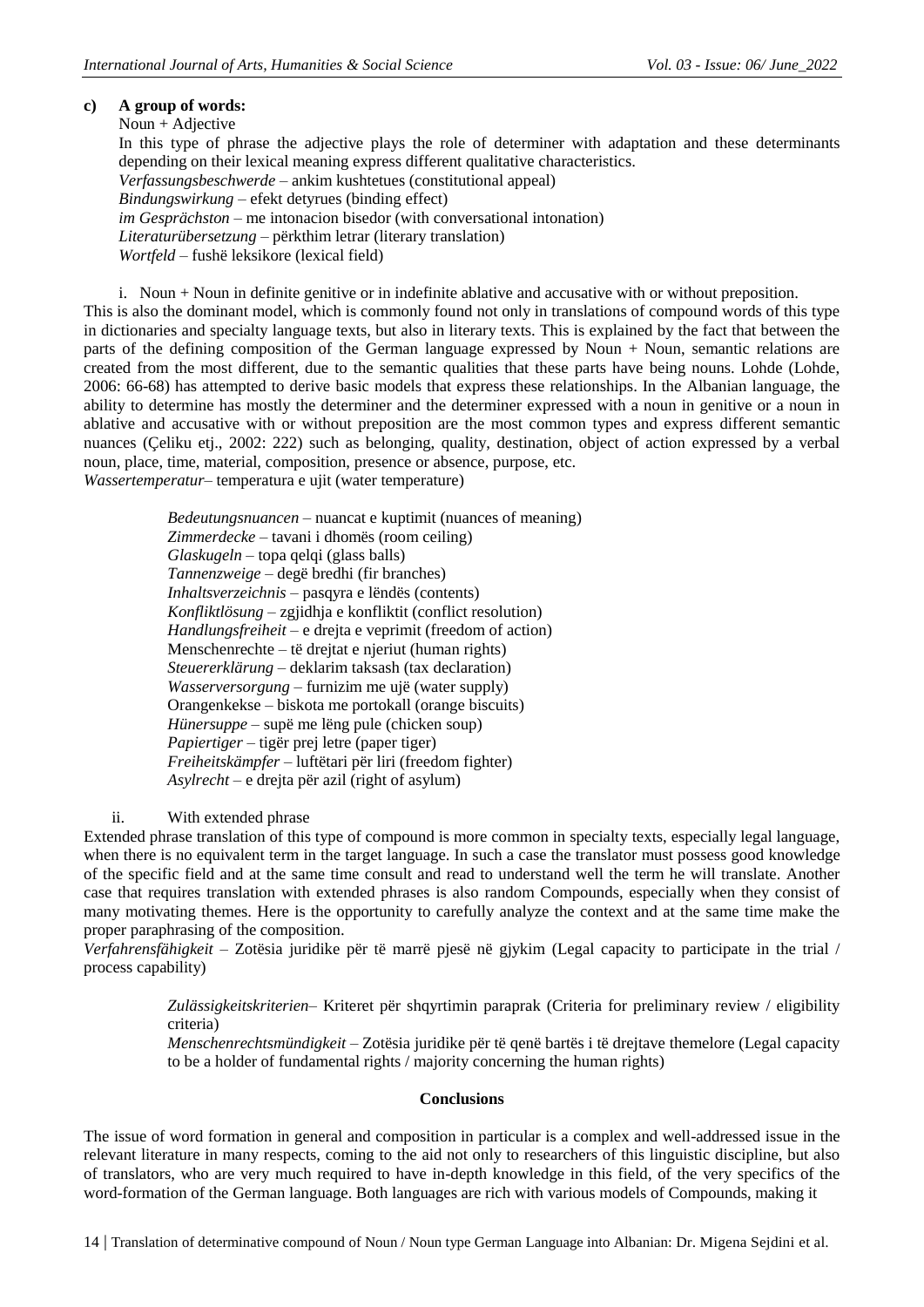**c) A group of words:**

Noun + Adjective

In this type of phrase the adjective plays the role of determiner with adaptation and these determinants depending on their lexical meaning express different qualitative characteristics.

*Verfassungsbeschwerde* – ankim kushtetues (constitutional appeal)
*Bindungswirkung* – efekt detyrues (binding effect)
*im Gesprächston* – me intonacion bisedor (with conversational intonation)
*Literaturübersetzung* – përkthim letrar (literary translation)
*Wortfeld* – fushë leksikore (lexical field)

i. Noun + Noun in definite genitive or in indefinite ablative and accusative with or without preposition.

This is also the dominant model, which is commonly found not only in translations of compound words of this type in dictionaries and specialty language texts, but also in literary texts. This is explained by the fact that between the parts of the defining composition of the German language expressed by Noun + Noun, semantic relations are created from the most different, due to the semantic qualities that these parts have being nouns. Lohde (Lohde, 2006: 66-68) has attempted to derive basic models that express these relationships. In the Albanian language, the ability to determine has mostly the determiner and the determiner expressed with a noun in genitive or a noun in ablative and accusative with or without preposition are the most common types and express different semantic nuances (Çeliku etj., 2002: 222) such as belonging, quality, destination, object of action expressed by a verbal noun, place, time, material, composition, presence or absence, purpose, etc.

*Wassertemperatur*– temperatura e ujit (water temperature)

*Bedeutungsnuancen* – nuancat e kuptimit (nuances of meaning)
*Zimmerdecke* – tavani i dhomës (room ceiling)
*Glaskugeln* – topa qelqi (glass balls)
*Tannenzweige* – degë bredhi (fir branches)
*Inhaltsverzeichnis* – pasqyra e lëndës (contents)
*Konfliktlösung* – zgjidhja e konfliktit (conflict resolution)
*Handlungsfreiheit* – e drejta e veprimit (freedom of action)
Menschenrechte – të drejtat e njeriut (human rights)
*Steuererklärung* – deklarim taksash (tax declaration)
*Wasserversorgung* – furnizim me ujë (water supply)
Orangenkekse – biskota me portokall (orange biscuits)
*Hünersuppe* – supë me lëng pule (chicken soup)
*Papiertiger* – tigër prej letre (paper tiger)
*Freiheitskämpfer* – luftëtari për liri (freedom fighter)
*Asylrecht* – e drejta për azil (right of asylum)

ii. With extended phrase

Extended phrase translation of this type of compound is more common in specialty texts, especially legal language, when there is no equivalent term in the target language. In such a case the translator must possess good knowledge of the specific field and at the same time consult and read to understand well the term he will translate. Another case that requires translation with extended phrases is also random Compounds, especially when they consist of many motivating themes. Here is the opportunity to carefully analyze the context and at the same time make the proper paraphrasing of the composition.

*Verfahrensfähigkeit* – Zotësia juridike për të marrë pjesë në gjykim (Legal capacity to participate in the trial / process capability)

*Zulässigkeitskriterien*– Kriteret për shqyrtimin paraprak (Criteria for preliminary review / eligibility criteria)

*Menschenrechtsmündigkeit* – Zotësia juridike për të qenë bartës i të drejtave themelore (Legal capacity to be a holder of fundamental rights / majority concerning the human rights)

## Conclusions

The issue of word formation in general and composition in particular is a complex and well-addressed issue in the relevant literature in many respects, coming to the aid not only to researchers of this linguistic discipline, but also of translators, who are very much required to have in-depth knowledge in this field, of the very specifics of the word-formation of the German language. Both languages are rich with various models of Compounds, making it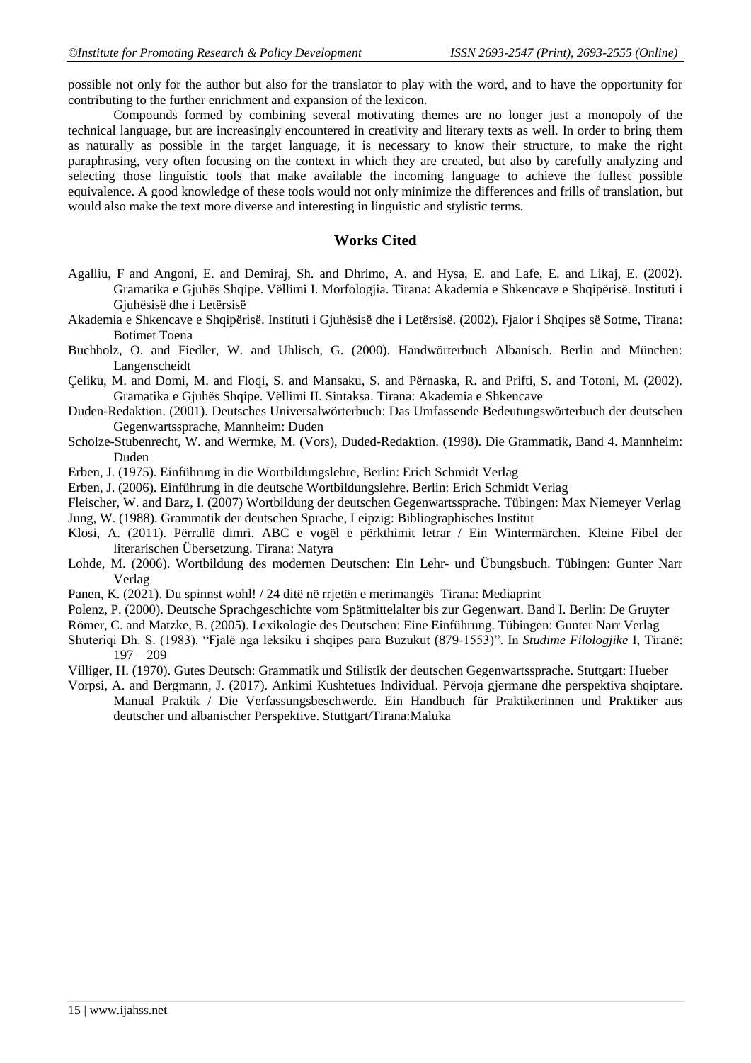possible not only for the author but also for the translator to play with the word, and to have the opportunity for contributing to the further enrichment and expansion of the lexicon.

Compounds formed by combining several motivating themes are no longer just a monopoly of the technical language, but are increasingly encountered in creativity and literary texts as well. In order to bring them as naturally as possible in the target language, it is necessary to know their structure, to make the right paraphrasing, very often focusing on the context in which they are created, but also by carefully analyzing and selecting those linguistic tools that make available the incoming language to achieve the fullest possible equivalence. A good knowledge of these tools would not only minimize the differences and frills of translation, but would also make the text more diverse and interesting in linguistic and stylistic terms.

## Works Cited

Agalliu, F and Angoni, E. and Demiraj, Sh. and Dhrimo, A. and Hysa, E. and Lafe, E. and Likaj, E. (2002). Gramatika e Gjuhës Shqipe. Vëllimi I. Morfologjia. Tirana: Akademia e Shkencave e Shqipërisë. Instituti i Gjuhësisë dhe i Letërsisë

Akademia e Shkencave e Shqipërisë. Instituti i Gjuhësisë dhe i Letërsisë. (2002). Fjalor i Shqipes së Sotme, Tirana: Botimet Toena

Buchholz, O. and Fiedler, W. and Uhlisch, G. (2000). Handwörterbuch Albanisch. Berlin and München: Langenscheidt

Çeliku, M. and Domi, M. and Floqi, S. and Mansaku, S. and Përnaska, R. and Prifti, S. and Totoni, M. (2002). Gramatika e Gjuhës Shqipe. Vëllimi II. Sintaksa. Tirana: Akademia e Shkencave

Duden-Redaktion. (2001). Deutsches Universalwörterbuch: Das Umfassende Bedeutungswörterbuch der deutschen Gegenwartssprache, Mannheim: Duden

Scholze-Stubenrecht, W. and Wermke, M. (Vors), Duded-Redaktion. (1998). Die Grammatik, Band 4. Mannheim: Duden

Erben, J. (1975). Einführung in die Wortbildungslehre, Berlin: Erich Schmidt Verlag

Erben, J. (2006). Einführung in die deutsche Wortbildungslehre. Berlin: Erich Schmidt Verlag

Fleischer, W. and Barz, I. (2007) Wortbildung der deutschen Gegenwartssprache. Tübingen: Max Niemeyer Verlag

Jung, W. (1988). Grammatik der deutschen Sprache, Leipzig: Bibliographisches Institut

Klosi, A. (2011). Përrallë dimri. ABC e vogël e përkthimit letrar / Ein Wintermärchen. Kleine Fibel der literarischen Übersetzung. Tirana: Natyra

Lohde, M. (2006). Wortbildung des modernen Deutschen: Ein Lehr- und Übungsbuch. Tübingen: Gunter Narr Verlag

Panen, K. (2021). Du spinnst wohl! / 24 ditë në rrjetën e merimangës Tirana: Mediaprint

Polenz, P. (2000). Deutsche Sprachgeschichte vom Spätmittelalter bis zur Gegenwart. Band I. Berlin: De Gruyter

Römer, C. and Matzke, B. (2005). Lexikologie des Deutschen: Eine Einführung. Tübingen: Gunter Narr Verlag

Shuteriqi Dh. S. (1983). "Fjalë nga leksiku i shqipes para Buzukut (879-1553)". In *Studime Filologjike* I, Tiranë: 197 – 209

Villiger, H. (1970). Gutes Deutsch: Grammatik und Stilistik der deutschen Gegenwartssprache. Stuttgart: Hueber

Vorpsi, A. and Bergmann, J. (2017). Ankimi Kushtetues Individual. Përvoja gjermane dhe perspektiva shqiptare. Manual Praktik / Die Verfassungsbeschwerde. Ein Handbuch für Praktikerinnen und Praktiker aus deutscher und albanischer Perspektive. Stuttgart/Tirana:Maluka